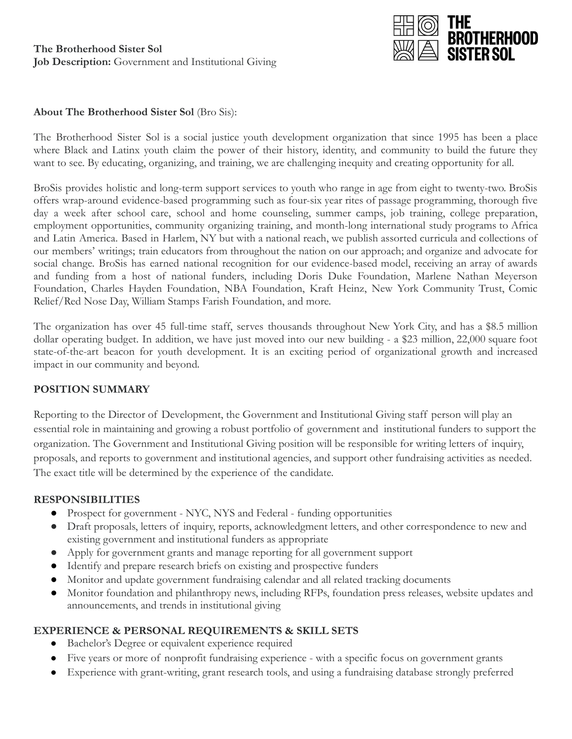**The Brotherhood Sister Sol**
**Job Description:** Government and Institutional Giving

THE BROTHERHOOD SISTER SOL

**About The Brotherhood Sister Sol** (Bro Sis):

The Brotherhood Sister Sol is a social justice youth development organization that since 1995 has been a place where Black and Latinx youth claim the power of their history, identity, and community to build the future they want to see. By educating, organizing, and training, we are challenging inequity and creating opportunity for all.

BroSis provides holistic and long-term support services to youth who range in age from eight to twenty-two. BroSis offers wrap-around evidence-based programming such as four-six year rites of passage programming, thorough five day a week after school care, school and home counseling, summer camps, job training, college preparation, employment opportunities, community organizing training, and month-long international study programs to Africa and Latin America. Based in Harlem, NY but with a national reach, we publish assorted curricula and collections of our members' writings; train educators from throughout the nation on our approach; and organize and advocate for social change. BroSis has earned national recognition for our evidence-based model, receiving an array of awards and funding from a host of national funders, including Doris Duke Foundation, Marlene Nathan Meyerson Foundation, Charles Hayden Foundation, NBA Foundation, Kraft Heinz, New York Community Trust, Comic Relief/Red Nose Day, William Stamps Farish Foundation, and more.

The organization has over 45 full-time staff, serves thousands throughout New York City, and has a $8.5 million dollar operating budget. In addition, we have just moved into our new building - a $23 million, 22,000 square foot state-of-the-art beacon for youth development. It is an exciting period of organizational growth and increased impact in our community and beyond.

## POSITION SUMMARY

Reporting to the Director of Development, the Government and Institutional Giving staff person will play an essential role in maintaining and growing a robust portfolio of government and institutional funders to support the organization. The Government and Institutional Giving position will be responsible for writing letters of inquiry, proposals, and reports to government and institutional agencies, and support other fundraising activities as needed. The exact title will be determined by the experience of the candidate.

## RESPONSIBILITIES

- Prospect for government - NYC, NYS and Federal - funding opportunities
- Draft proposals, letters of inquiry, reports, acknowledgment letters, and other correspondence to new and existing government and institutional funders as appropriate
- Apply for government grants and manage reporting for all government support
- Identify and prepare research briefs on existing and prospective funders
- Monitor and update government fundraising calendar and all related tracking documents
- Monitor foundation and philanthropy news, including RFPs, foundation press releases, website updates and announcements, and trends in institutional giving

## EXPERIENCE & PERSONAL REQUIREMENTS & SKILL SETS

- Bachelor's Degree or equivalent experience required
- Five years or more of nonprofit fundraising experience - with a specific focus on government grants
- Experience with grant-writing, grant research tools, and using a fundraising database strongly preferred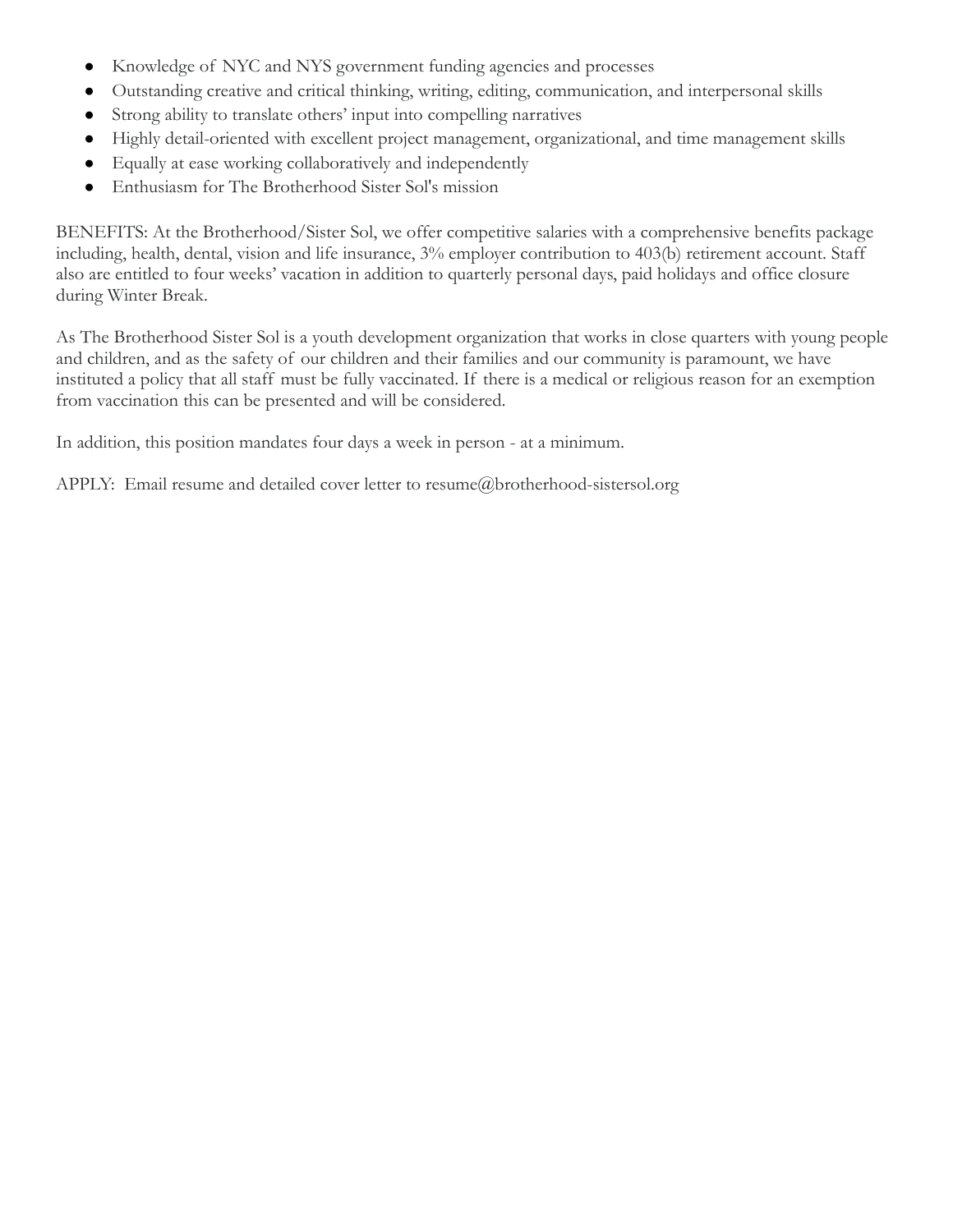- Knowledge of NYC and NYS government funding agencies and processes
- Outstanding creative and critical thinking, writing, editing, communication, and interpersonal skills
- Strong ability to translate others' input into compelling narratives
- Highly detail-oriented with excellent project management, organizational, and time management skills
- Equally at ease working collaboratively and independently
- Enthusiasm for The Brotherhood Sister Sol's mission

BENEFITS: At the Brotherhood/Sister Sol, we offer competitive salaries with a comprehensive benefits package including, health, dental, vision and life insurance, 3% employer contribution to 403(b) retirement account. Staff also are entitled to four weeks' vacation in addition to quarterly personal days, paid holidays and office closure during Winter Break.

As The Brotherhood Sister Sol is a youth development organization that works in close quarters with young people and children, and as the safety of our children and their families and our community is paramount, we have instituted a policy that all staff must be fully vaccinated. If there is a medical or religious reason for an exemption from vaccination this can be presented and will be considered.

In addition, this position mandates four days a week in person - at a minimum.

APPLY: Email resume and detailed cover letter to resume@brotherhood-sistersol.org